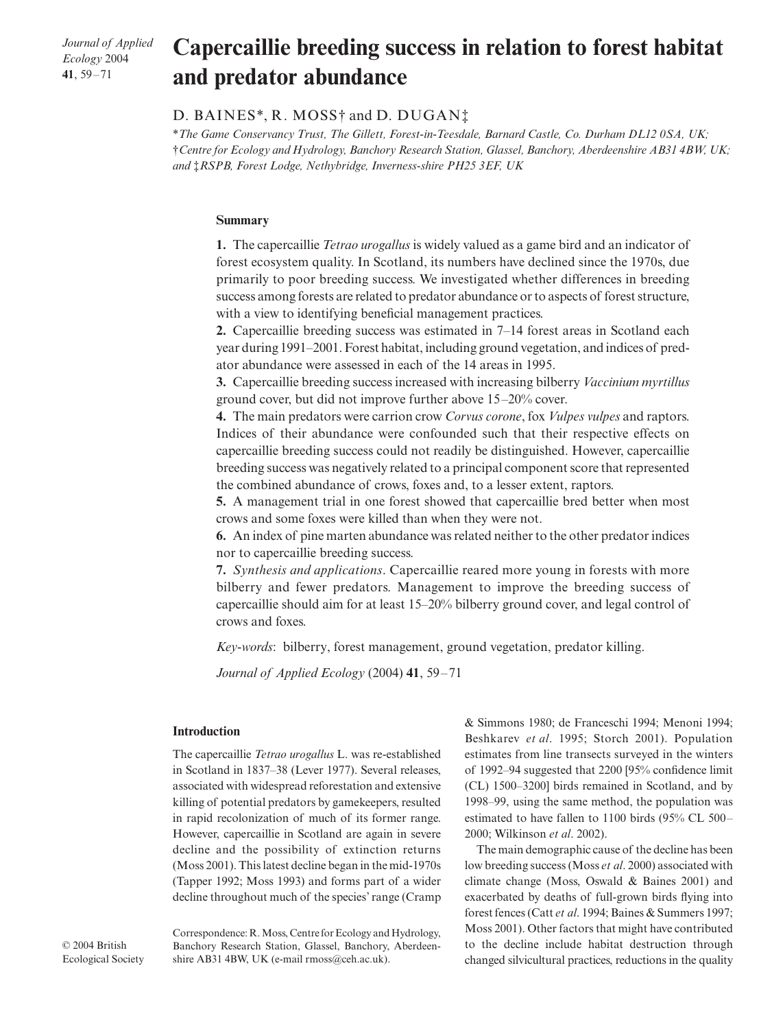# Capercaillie breeding success in relation to forest habitat and predator abundance

D. BAINES*, R. MOSS† and D. DUGAN‡

\*The Game Conservancy Trust, The Gillett, Forest-in-Teesdale, Barnard Castle, Co. Durham DL12 0SA, UK; †Centre for Ecology and Hydrology, Banchory Research Station, Glassel, Banchory, Aberdeenshire AB31 4BW, UK; and ‡RSPB, Forest Lodge, Nethybridge, Inverness-shire PH25 3EF, UK

## Summary

**1.** The capercaillie *Tetrao urogallus* is widely valued as a game bird and an indicator of forest ecosystem quality. In Scotland, its numbers have declined since the 1970s, due primarily to poor breeding success. We investigated whether differences in breeding success among forests are related to predator abundance or to aspects of forest structure, with a view to identifying beneficial management practices.

**2.** Capercaillie breeding success was estimated in 7–14 forest areas in Scotland each year during 1991–2001. Forest habitat, including ground vegetation, and indices of predator abundance were assessed in each of the 14 areas in 1995.

**3.** Capercaillie breeding success increased with increasing bilberry *Vaccinium myrtillus* ground cover, but did not improve further above 15–20% cover.

**4.** The main predators were carrion crow *Corvus corone*, fox *Vulpes vulpes* and raptors. Indices of their abundance were confounded such that their respective effects on capercaillie breeding success could not readily be distinguished. However, capercaillie breeding success was negatively related to a principal component score that represented the combined abundance of crows, foxes and, to a lesser extent, raptors.

**5.** A management trial in one forest showed that capercaillie bred better when most crows and some foxes were killed than when they were not.

**6.** An index of pine marten abundance was related neither to the other predator indices nor to capercaillie breeding success.

**7.** *Synthesis and applications*. Capercaillie reared more young in forests with more bilberry and fewer predators. Management to improve the breeding success of capercaillie should aim for at least 15–20% bilberry ground cover, and legal control of crows and foxes.

*Key-words*: bilberry, forest management, ground vegetation, predator killing.

*Journal of Applied Ecology* (2004) **41**, 59–71

## Introduction

The capercaillie *Tetrao urogallus* L. was re-established in Scotland in 1837–38 (Lever 1977). Several releases, associated with widespread reforestation and extensive killing of potential predators by gamekeepers, resulted in rapid recolonization of much of its former range. However, capercaillie in Scotland are again in severe decline and the possibility of extinction returns (Moss 2001). This latest decline began in the mid-1970s (Tapper 1992; Moss 1993) and forms part of a wider decline throughout much of the species' range (Cramp & Simmons 1980; de Franceschi 1994; Menoni 1994; Beshkarev *et al*. 1995; Storch 2001). Population estimates from line transects surveyed in the winters of 1992–94 suggested that 2200 [95% confidence limit (CL) 1500–3200] birds remained in Scotland, and by 1998–99, using the same method, the population was estimated to have fallen to 1100 birds (95% CL 500–2000; Wilkinson *et al*. 2002).

The main demographic cause of the decline has been low breeding success (Moss *et al*. 2000) associated with climate change (Moss, Oswald & Baines 2001) and exacerbated by deaths of full-grown birds flying into forest fences (Catt *et al*. 1994; Baines & Summers 1997; Moss 2001). Other factors that might have contributed to the decline include habitat destruction through changed silvicultural practices, reductions in the quality

Correspondence: R. Moss, Centre for Ecology and Hydrology, Banchory Research Station, Glassel, Banchory, Aberdeenshire AB31 4BW, UK (e-mail rmoss@ceh.ac.uk).

© 2004 British Ecological Society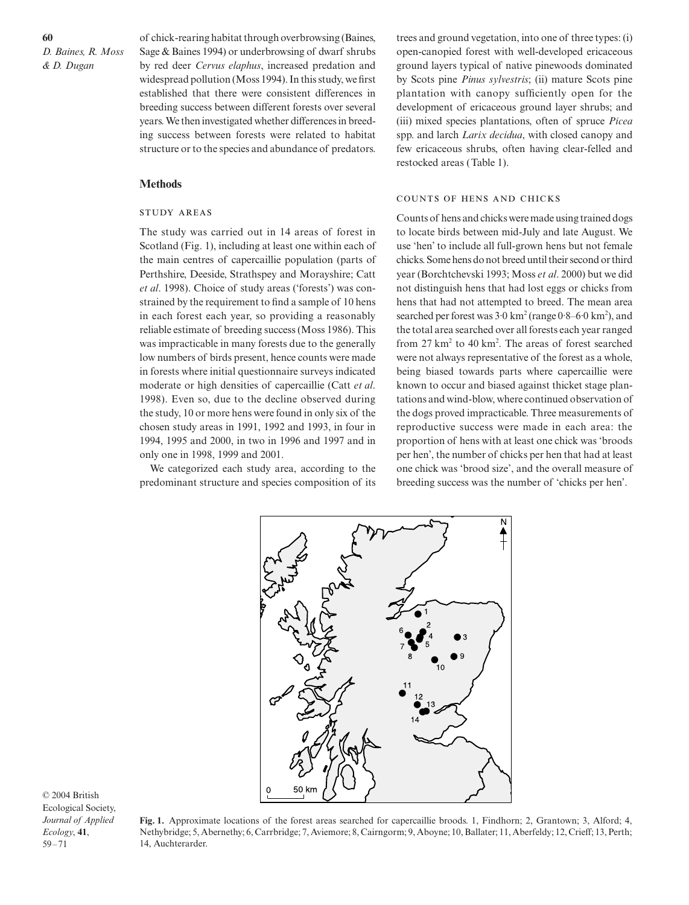of chick-rearing habitat through overbrowsing (Baines, Sage & Baines 1994) or underbrowsing of dwarf shrubs by red deer *Cervus elaphus*, increased predation and widespread pollution (Moss 1994). In this study, we first established that there were consistent differences in breeding success between different forests over several years. We then investigated whether differences in breeding success between forests were related to habitat structure or to the species and abundance of predators.

## Methods

### STUDY AREAS

The study was carried out in 14 areas of forest in Scotland (Fig. 1), including at least one within each of the main centres of capercaillie population (parts of Perthshire, Deeside, Strathspey and Morayshire; Catt *et al*. 1998). Choice of study areas ('forests') was constrained by the requirement to find a sample of 10 hens in each forest each year, so providing a reasonably reliable estimate of breeding success (Moss 1986). This was impracticable in many forests due to the generally low numbers of birds present, hence counts were made in forests where initial questionnaire surveys indicated moderate or high densities of capercaillie (Catt *et al*. 1998). Even so, due to the decline observed during the study, 10 or more hens were found in only six of the chosen study areas in 1991, 1992 and 1993, in four in 1994, 1995 and 2000, in two in 1996 and 1997 and in only one in 1998, 1999 and 2001.

We categorized each study area, according to the predominant structure and species composition of its trees and ground vegetation, into one of three types: (i) open-canopied forest with well-developed ericaceous ground layers typical of native pinewoods dominated by Scots pine *Pinus sylvestris*; (ii) mature Scots pine plantation with canopy sufficiently open for the development of ericaceous ground layer shrubs; and (iii) mixed species plantations, often of spruce *Picea* spp. and larch *Larix decidua*, with closed canopy and few ericaceous shrubs, often having clear-felled and restocked areas (Table 1).

### COUNTS OF HENS AND CHICKS

Counts of hens and chicks were made using trained dogs to locate birds between mid-July and late August. We use 'hen' to include all full-grown hens but not female chicks. Some hens do not breed until their second or third year (Borchtchevski 1993; Moss *et al*. 2000) but we did not distinguish hens that had lost eggs or chicks from hens that had not attempted to breed. The mean area searched per forest was 3·0 km$^2$ (range 0·8–6·0 km$^2$), and the total area searched over all forests each year ranged from 27 km$^2$ to 40 km$^2$. The areas of forest searched were not always representative of the forest as a whole, being biased towards parts where capercaillie were known to occur and biased against thicket stage plantations and wind-blow, where continued observation of the dogs proved impracticable. Three measurements of reproductive success were made in each area: the proportion of hens with at least one chick was 'broods per hen', the number of chicks per hen that had at least one chick was 'brood size', and the overall measure of breeding success was the number of 'chicks per hen'.

**Fig. 1.** Approximate locations of the forest areas searched for capercaillie broods. 1, Findhorn; 2, Grantown; 3, Alford; 4, Nethybridge; 5, Abernethy; 6, Carrbridge; 7, Aviemore; 8, Cairngorm; 9, Aboyne; 10, Ballater; 11, Aberfeldy; 12, Crieff; 13, Perth; 14, Auchterarder.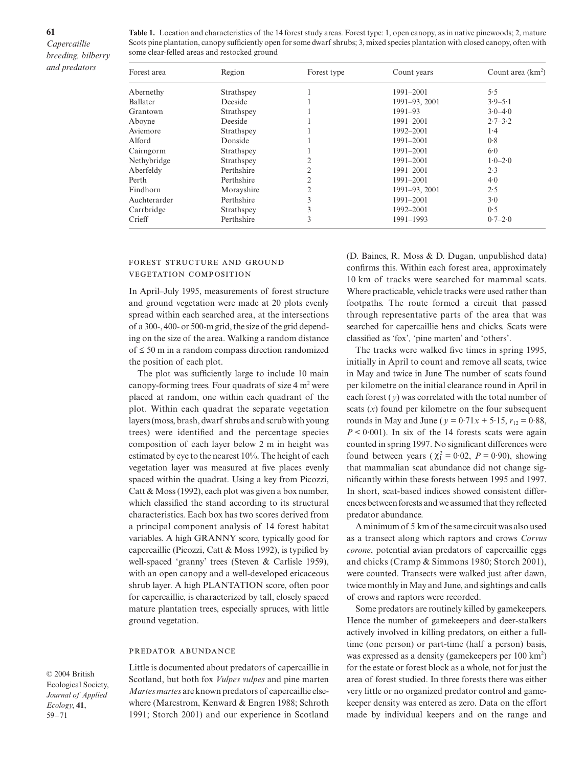**Table 1.** Location and characteristics of the 14 forest study areas. Forest type: 1, open canopy, as in native pinewoods; 2, mature Scots pine plantation, canopy sufficiently open for some dwarf shrubs; 3, mixed species plantation with closed canopy, often with some clear-felled areas and restocked ground

| Forest area | Region | Forest type | Count years | Count area (km$^2$) |
|---|---|---|---|---|
| Abernethy | Strathspey | 1 | 1991–2001 | 5·5 |
| Ballater | Deeside | 1 | 1991–93, 2001 | 3·9–5·1 |
| Grantown | Strathspey | 1 | 1991–93 | 3·0–4·0 |
| Aboyne | Deeside | 1 | 1991–2001 | 2·7–3·2 |
| Aviemore | Strathspey | 1 | 1992–2001 | 1·4 |
| Alford | Donside | 1 | 1991–2001 | 0·8 |
| Cairngorm | Strathspey | 1 | 1991–2001 | 6·0 |
| Nethybridge | Strathspey | 2 | 1991–2001 | 1·0–2·0 |
| Aberfeldy | Perthshire | 2 | 1991–2001 | 2·3 |
| Perth | Perthshire | 2 | 1991–2001 | 4·0 |
| Findhorn | Morayshire | 2 | 1991–93, 2001 | 2·5 |
| Auchterarder | Perthshire | 3 | 1991–2001 | 3·0 |
| Carrbridge | Strathspey | 3 | 1992–2001 | 0·5 |
| Crieff | Perthshire | 3 | 1991–1993 | 0·7–2·0 |

### FOREST STRUCTURE AND GROUND VEGETATION COMPOSITION

In April–July 1995, measurements of forest structure and ground vegetation were made at 20 plots evenly spread within each searched area, at the intersections of a 300-, 400- or 500-m grid, the size of the grid depending on the size of the area. Walking a random distance of ≤ 50 m in a random compass direction randomized the position of each plot.

The plot was sufficiently large to include 10 main canopy-forming trees. Four quadrats of size 4 m$^2$ were placed at random, one within each quadrant of the plot. Within each quadrat the separate vegetation layers (moss, brash, dwarf shrubs and scrub with young trees) were identified and the percentage species composition of each layer below 2 m in height was estimated by eye to the nearest 10%. The height of each vegetation layer was measured at five places evenly spaced within the quadrat. Using a key from Picozzi, Catt & Moss (1992), each plot was given a box number, which classified the stand according to its structural characteristics. Each box has two scores derived from a principal component analysis of 14 forest habitat variables. A high GRANNY score, typically good for capercaillie (Picozzi, Catt & Moss 1992), is typified by well-spaced 'granny' trees (Steven & Carlisle 1959), with an open canopy and a well-developed ericaceous shrub layer. A high PLANTATION score, often poor for capercaillie, is characterized by tall, closely spaced mature plantation trees, especially spruces, with little ground vegetation.

### PREDATOR ABUNDANCE

Little is documented about predators of capercaillie in Scotland, but both fox *Vulpes vulpes* and pine marten *Martes martes* are known predators of capercaillie elsewhere (Marcstrom, Kenward & Engren 1988; Schroth 1991; Storch 2001) and our experience in Scotland (D. Baines, R. Moss & D. Dugan, unpublished data) confirms this. Within each forest area, approximately 10 km of tracks were searched for mammal scats. Where practicable, vehicle tracks were used rather than footpaths. The route formed a circuit that passed through representative parts of the area that was searched for capercaillie hens and chicks. Scats were classified as 'fox', 'pine marten' and 'others'.

The tracks were walked five times in spring 1995, initially in April to count and remove all scats, twice in May and twice in June The number of scats found per kilometre on the initial clearance round in April in each forest ($y$) was correlated with the total number of scats ($x$) found per kilometre on the four subsequent rounds in May and June ($y = 0{\cdot}71x + 5{\cdot}15$, $r_{12} = 0{\cdot}88$, $P < 0{\cdot}001$). In six of the 14 forests scats were again counted in spring 1997. No significant differences were found between years ($\chi^2_1 = 0{\cdot}02$, $P = 0{\cdot}90$), showing that mammalian scat abundance did not change significantly within these forests between 1995 and 1997. In short, scat-based indices showed consistent differences between forests and we assumed that they reflected predator abundance.

A minimum of 5 km of the same circuit was also used as a transect along which raptors and crows *Corvus corone*, potential avian predators of capercaillie eggs and chicks (Cramp & Simmons 1980; Storch 2001), were counted. Transects were walked just after dawn, twice monthly in May and June, and sightings and calls of crows and raptors were recorded.

Some predators are routinely killed by gamekeepers. Hence the number of gamekeepers and deer-stalkers actively involved in killing predators, on either a full-time (one person) or part-time (half a person) basis, was expressed as a density (gamekeepers per 100 km$^2$) for the estate or forest block as a whole, not for just the area of forest studied. In three forests there was either very little or no organized predator control and gamekeeper density was entered as zero. Data on the effort made by individual keepers and on the range and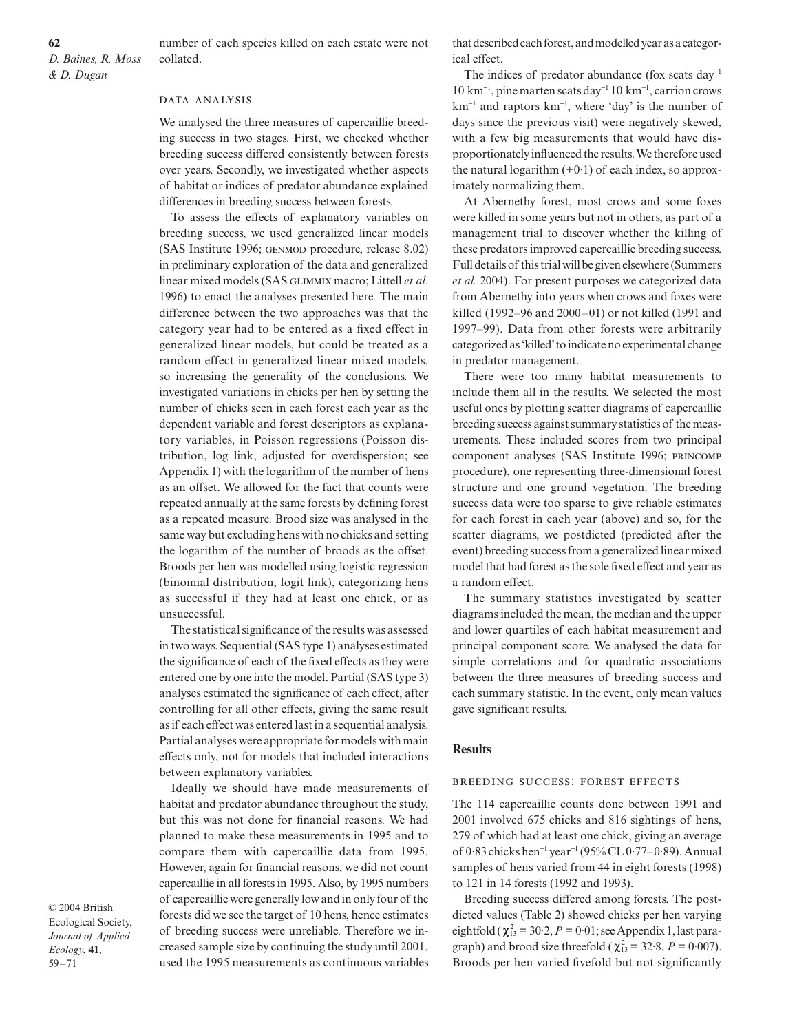number of each species killed on each estate were not collated.

### DATA ANALYSIS

We analysed the three measures of capercaillie breeding success in two stages. First, we checked whether breeding success differed consistently between forests over years. Secondly, we investigated whether aspects of habitat or indices of predator abundance explained differences in breeding success between forests.

To assess the effects of explanatory variables on breeding success, we used generalized linear models (SAS Institute 1996; GENMOD procedure, release 8.02) in preliminary exploration of the data and generalized linear mixed models (SAS GLIMMIX macro; Littell *et al*. 1996) to enact the analyses presented here. The main difference between the two approaches was that the category year had to be entered as a fixed effect in generalized linear models, but could be treated as a random effect in generalized linear mixed models, so increasing the generality of the conclusions. We investigated variations in chicks per hen by setting the number of chicks seen in each forest each year as the dependent variable and forest descriptors as explanatory variables, in Poisson regressions (Poisson distribution, log link, adjusted for overdispersion; see Appendix 1) with the logarithm of the number of hens as an offset. We allowed for the fact that counts were repeated annually at the same forests by defining forest as a repeated measure. Brood size was analysed in the same way but excluding hens with no chicks and setting the logarithm of the number of broods as the offset. Broods per hen was modelled using logistic regression (binomial distribution, logit link), categorizing hens as successful if they had at least one chick, or as unsuccessful.

The statistical significance of the results was assessed in two ways. Sequential (SAS type 1) analyses estimated the significance of each of the fixed effects as they were entered one by one into the model. Partial (SAS type 3) analyses estimated the significance of each effect, after controlling for all other effects, giving the same result as if each effect was entered last in a sequential analysis. Partial analyses were appropriate for models with main effects only, not for models that included interactions between explanatory variables.

Ideally we should have made measurements of habitat and predator abundance throughout the study, but this was not done for financial reasons. We had planned to make these measurements in 1995 and to compare them with capercaillie data from 1995. However, again for financial reasons, we did not count capercaillie in all forests in 1995. Also, by 1995 numbers of capercaillie were generally low and in only four of the forests did we see the target of 10 hens, hence estimates of breeding success were unreliable. Therefore we increased sample size by continuing the study until 2001, used the 1995 measurements as continuous variables that described each forest, and modelled year as a categorical effect.

The indices of predator abundance (fox scats day$^{-1}$ 10 km$^{-1}$, pine marten scats day$^{-1}$ 10 km$^{-1}$, carrion crows km$^{-1}$ and raptors km$^{-1}$, where 'day' is the number of days since the previous visit) were negatively skewed, with a few big measurements that would have disproportionately influenced the results. We therefore used the natural logarithm (+0·1) of each index, so approximately normalizing them.

At Abernethy forest, most crows and some foxes were killed in some years but not in others, as part of a management trial to discover whether the killing of these predators improved capercaillie breeding success. Full details of this trial will be given elsewhere (Summers *et al.* 2004). For present purposes we categorized data from Abernethy into years when crows and foxes were killed (1992–96 and 2000–01) or not killed (1991 and 1997–99). Data from other forests were arbitrarily categorized as 'killed' to indicate no experimental change in predator management.

There were too many habitat measurements to include them all in the results. We selected the most useful ones by plotting scatter diagrams of capercaillie breeding success against summary statistics of the measurements. These included scores from two principal component analyses (SAS Institute 1996; PRINCOMP procedure), one representing three-dimensional forest structure and one ground vegetation. The breeding success data were too sparse to give reliable estimates for each forest in each year (above) and so, for the scatter diagrams, we postdicted (predicted after the event) breeding success from a generalized linear mixed model that had forest as the sole fixed effect and year as a random effect.

The summary statistics investigated by scatter diagrams included the mean, the median and the upper and lower quartiles of each habitat measurement and principal component score. We analysed the data for simple correlations and for quadratic associations between the three measures of breeding success and each summary statistic. In the event, only mean values gave significant results.

## Results

### BREEDING SUCCESS: FOREST EFFECTS

The 114 capercaillie counts done between 1991 and 2001 involved 675 chicks and 816 sightings of hens, 279 of which had at least one chick, giving an average of 0·83 chicks hen$^{-1}$ year$^{-1}$ (95% CL 0·77–0·89). Annual samples of hens varied from 44 in eight forests (1998) to 121 in 14 forests (1992 and 1993).

Breeding success differed among forests. The postdicted values (Table 2) showed chicks per hen varying eightfold ($\chi^2_{13}$ = 30·2, $P$ = 0·01; see Appendix 1, last paragraph) and brood size threefold ($\chi^2_{13}$ = 32·8, $P$ = 0·007). Broods per hen varied fivefold but not significantly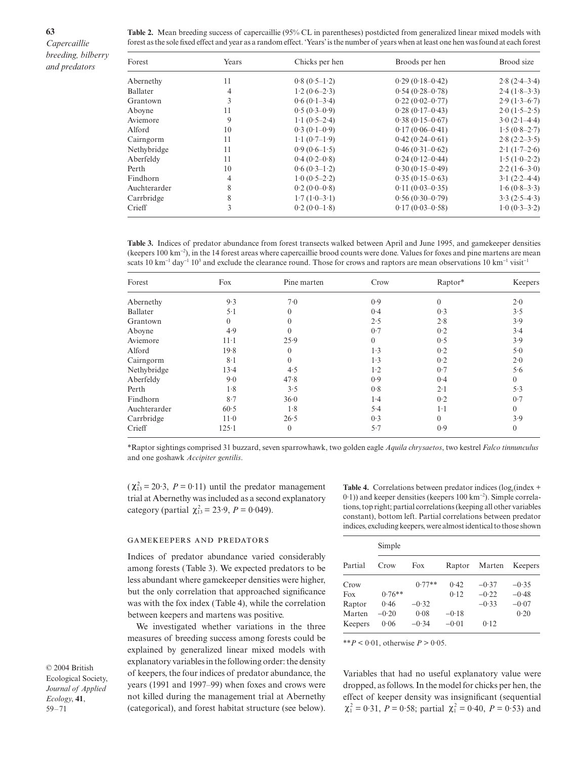**Table 2.** Mean breeding success of capercaillie (95% CL in parentheses) postdicted from generalized linear mixed models with forest as the sole fixed effect and year as a random effect. 'Years' is the number of years when at least one hen was found at each forest

| Forest | Years | Chicks per hen | Broods per hen | Brood size |
|---|---|---|---|---|
| Abernethy | 11 | 0·8 (0·5–1·2) | 0·29 (0·18–0·42) | 2·8 (2·4–3·4) |
| Ballater | 4 | 1·2 (0·6–2·3) | 0·54 (0·28–0·78) | 2·4 (1·8–3·3) |
| Grantown | 3 | 0·6 (0·1–3·4) | 0·22 (0·02–0·77) | 2·9 (1·3–6·7) |
| Aboyne | 11 | 0·5 (0·3–0·9) | 0·28 (0·17–0·43) | 2·0 (1·5–2·5) |
| Aviemore | 9 | 1·1 (0·5–2·4) | 0·38 (0·15–0·67) | 3·0 (2·1–4·4) |
| Alford | 10 | 0·3 (0·1–0·9) | 0·17 (0·06–0·41) | 1·5 (0·8–2·7) |
| Cairngorm | 11 | 1·1 (0·7–1·9) | 0·42 (0·24–0·61) | 2·8 (2·2–3·5) |
| Nethybridge | 11 | 0·9 (0·6–1·5) | 0·46 (0·31–0·62) | 2·1 (1·7–2·6) |
| Aberfeldy | 11 | 0·4 (0·2–0·8) | 0·24 (0·12–0·44) | 1·5 (1·0–2·2) |
| Perth | 10 | 0·6 (0·3–1·2) | 0·30 (0·15–0·49) | 2·2 (1·6–3·0) |
| Findhorn | 4 | 1·0 (0·5–2·2) | 0·35 (0·15–0·63) | 3·1 (2·2–4·4) |
| Auchterarder | 8 | 0·2 (0·0–0·8) | 0·11 (0·03–0·35) | 1·6 (0·8–3·3) |
| Carrbridge | 8 | 1·7 (1·0–3·1) | 0·56 (0·30–0·79) | 3·3 (2·5–4·3) |
| Crieff | 3 | 0·2 (0·0–1·8) | 0·17 (0·03–0·58) | 1·0 (0·3–3·2) |

**Table 3.** Indices of predator abundance from forest transects walked between April and June 1995, and gamekeeper densities (keepers 100 km$^{-2}$), in the 14 forest areas where capercaillie brood counts were done. Values for foxes and pine martens are mean scats 10 km$^{-1}$ day$^{-1}$ 10$^{3}$ and exclude the clearance round. Those for crows and raptors are mean observations 10 km$^{-1}$ visit$^{-1}$

| Forest | Fox | Pine marten | Crow | Raptor* | Keepers |
|---|---|---|---|---|---|
| Abernethy | 9·3 | 7·0 | 0·9 | 0 | 2·0 |
| Ballater | 5·1 | 0 | 0·4 | 0·3 | 3·5 |
| Grantown | 0 | 0 | 2·5 | 2·8 | 3·9 |
| Aboyne | 4·9 | 0 | 0·7 | 0·2 | 3·4 |
| Aviemore | 11·1 | 25·9 | 0 | 0·5 | 3·9 |
| Alford | 19·8 | 0 | 1·3 | 0·2 | 5·0 |
| Cairngorm | 8·1 | 0 | 1·3 | 0·2 | 2·0 |
| Nethybridge | 13·4 | 4·5 | 1·2 | 0·7 | 5·6 |
| Aberfeldy | 9·0 | 47·8 | 0·9 | 0·4 | 0 |
| Perth | 1·8 | 3·5 | 0·8 | 2·1 | 5·3 |
| Findhorn | 8·7 | 36·0 | 1·4 | 0·2 | 0·7 |
| Auchterarder | 60·5 | 1·8 | 5·4 | 1·1 | 0 |
| Carrbridge | 11·0 | 26·5 | 0·3 | 0 | 3·9 |
| Crieff | 125·1 | 0 | 5·7 | 0·9 | 0 |

*Raptor sightings comprised 31 buzzard, seven sparrowhawk, two golden eagle *Aquila chrysaetos*, two kestrel *Falco tinnunculus* and one goshawk *Accipiter gentilis*.

($\chi^2_{13} = 20{\cdot}3$, $P = 0{\cdot}11$) until the predator management trial at Abernethy was included as a second explanatory category (partial $\chi^2_{13} = 23{\cdot}9$, $P = 0{\cdot}049$).

### GAMEKEEPERS AND PREDATORS

Indices of predator abundance varied considerably among forests (Table 3). We expected predators to be less abundant where gamekeeper densities were higher, but the only correlation that approached significance was with the fox index (Table 4), while the correlation between keepers and martens was positive.

We investigated whether variations in the three measures of breeding success among forests could be explained by generalized linear mixed models with explanatory variables in the following order: the density of keepers, the four indices of predator abundance, the years (1991 and 1997–99) when foxes and crows were not killed during the management trial at Abernethy (categorical), and forest habitat structure (see below).

**Table 4.** Correlations between predator indices (log$_e$(index + 0·1)) and keeper densities (keepers 100 km$^{-2}$). Simple correlations, top right; partial correlations (keeping all other variables constant), bottom left. Partial correlations between predator indices, excluding keepers, were almost identical to those shown

| | Simple | | | | |
|---|---|---|---|---|---|
| Partial | Crow | Fox | Raptor | Marten | Keepers |
| Crow | | 0·77** | 0·42 | −0·37 | −0·35 |
| Fox | 0·76** | | 0·12 | −0·22 | −0·48 |
| Raptor | 0·46 | −0·32 | | −0·33 | −0·07 |
| Marten | −0·20 | 0·08 | −0·18 | | 0·20 |
| Keepers | 0·06 | −0·34 | −0·01 | 0·12 | |

**$P < 0{\cdot}01$, otherwise $P > 0{\cdot}05$.

Variables that had no useful explanatory value were dropped, as follows. In the model for chicks per hen, the effect of keeper density was insignificant (sequential $\chi^2_1 = 0{\cdot}31$, $P = 0{\cdot}58$; partial $\chi^2_1 = 0{\cdot}40$, $P = 0{\cdot}53$) and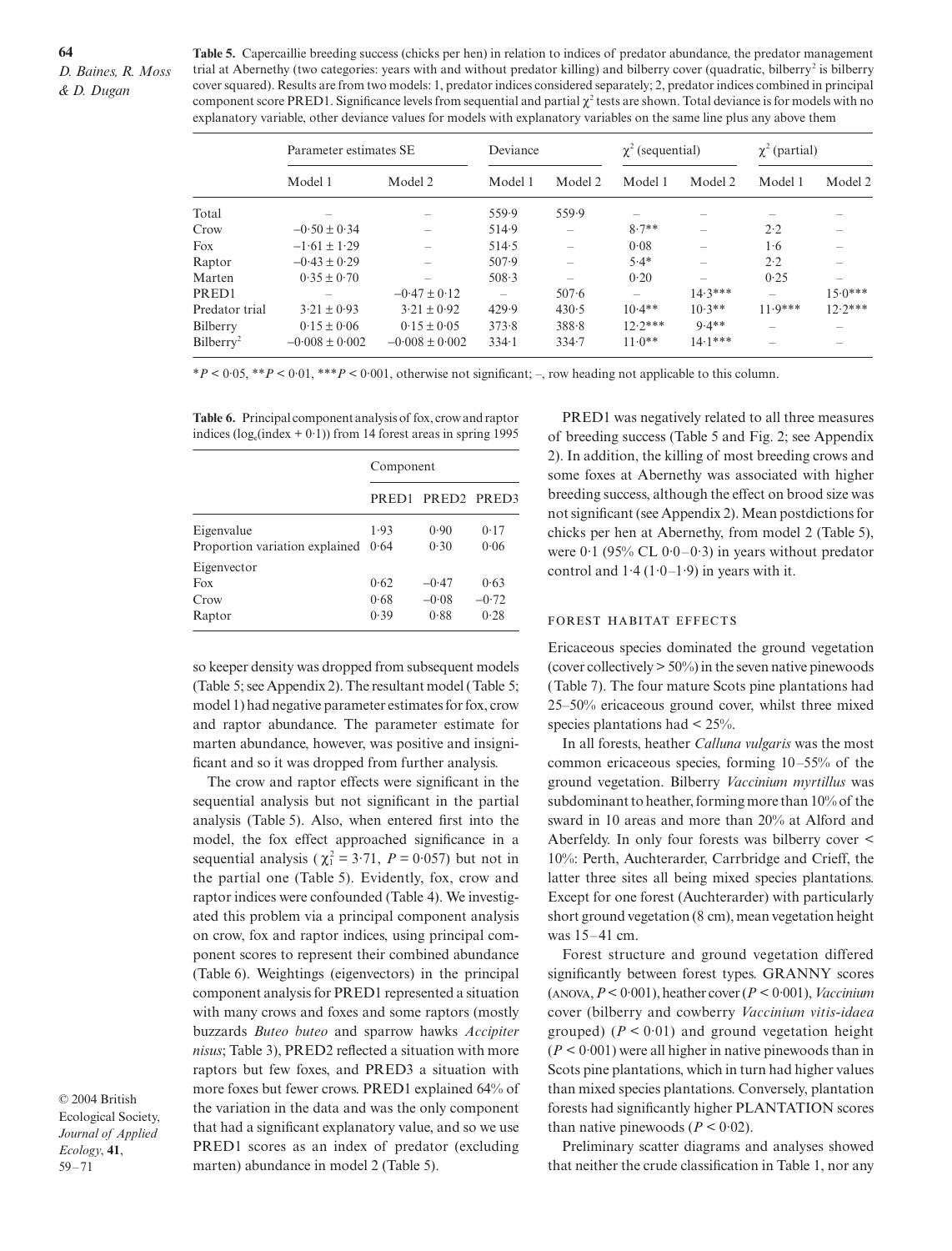**Table 5.** Capercaillie breeding success (chicks per hen) in relation to indices of predator abundance, the predator management trial at Abernethy (two categories: years with and without predator killing) and bilberry cover (quadratic, bilberry$^2$ is bilberry cover squared). Results are from two models: 1, predator indices considered separately; 2, predator indices combined in principal component score PRED1. Significance levels from sequential and partial $\chi^2$ tests are shown. Total deviance is for models with no explanatory variable, other deviance values for models with explanatory variables on the same line plus any above them

| | Parameter estimates SE | | Deviance | | $\chi^2$ (sequential) | | $\chi^2$ (partial) | |
|---|---|---|---|---|---|---|---|---|
| | Model 1 | Model 2 | Model 1 | Model 2 | Model 1 | Model 2 | Model 1 | Model 2 |
| Total | – | – | 559·9 | 559·9 | – | – | – | – |
| Crow | −0·50 ± 0·34 | – | 514·9 | – | 8·7** | – | 2·2 | – |
| Fox | −1·61 ± 1·29 | – | 514·5 | – | 0·08 | – | 1·6 | – |
| Raptor | −0·43 ± 0·29 | – | 507·9 | – | 5·4* | – | 2·2 | – |
| Marten | 0·35 ± 0·70 | – | 508·3 | – | 0·20 | – | 0·25 | – |
| PRED1 | – | −0·47 ± 0·12 | – | 507·6 | – | 14·3*** | – | 15·0*** |
| Predator trial | 3·21 ± 0·93 | 3·21 ± 0·92 | 429·9 | 430·5 | 10·4** | 10·3** | 11·9*** | 12·2*** |
| Bilberry | 0·15 ± 0·06 | 0·15 ± 0·05 | 373·8 | 388·8 | 12·2*** | 9·4** | – | – |
| Bilberry$^2$ | −0·008 ± 0·002 | −0·008 ± 0·002 | 334·1 | 334·7 | 11·0** | 14·1*** | – | – |

*$P < 0·05$, **$P < 0·01$, ***$P < 0·001$, otherwise not significant; –, row heading not applicable to this column.

**Table 6.** Principal component analysis of fox, crow and raptor indices ($\log_e$(index + 0·1)) from 14 forest areas in spring 1995

| | Component | | |
|---|---|---|---|
| | PRED1 | PRED2 | PRED3 |
| Eigenvalue | 1·93 | 0·90 | 0·17 |
| Proportion variation explained | 0·64 | 0·30 | 0·06 |
| Eigenvector | | | |
| Fox | 0·62 | −0·47 | 0·63 |
| Crow | 0·68 | −0·08 | −0·72 |
| Raptor | 0·39 | 0·88 | 0·28 |

so keeper density was dropped from subsequent models (Table 5; see Appendix 2). The resultant model (Table 5; model 1) had negative parameter estimates for fox, crow and raptor abundance. The parameter estimate for marten abundance, however, was positive and insignificant and so it was dropped from further analysis.

The crow and raptor effects were significant in the sequential analysis but not significant in the partial analysis (Table 5). Also, when entered first into the model, the fox effect approached significance in a sequential analysis ($\chi^2_1 = 3·71$, $P = 0·057$) but not in the partial one (Table 5). Evidently, fox, crow and raptor indices were confounded (Table 4). We investigated this problem via a principal component analysis on crow, fox and raptor indices, using principal component scores to represent their combined abundance (Table 6). Weightings (eigenvectors) in the principal component analysis for PRED1 represented a situation with many crows and foxes and some raptors (mostly buzzards *Buteo buteo* and sparrow hawks *Accipiter nisus*; Table 3), PRED2 reflected a situation with more raptors but few foxes, and PRED3 a situation with more foxes but fewer crows. PRED1 explained 64% of the variation in the data and was the only component that had a significant explanatory value, and so we use PRED1 scores as an index of predator (excluding marten) abundance in model 2 (Table 5).

PRED1 was negatively related to all three measures of breeding success (Table 5 and Fig. 2; see Appendix 2). In addition, the killing of most breeding crows and some foxes at Abernethy was associated with higher breeding success, although the effect on brood size was not significant (see Appendix 2). Mean postdictions for chicks per hen at Abernethy, from model 2 (Table 5), were 0·1 (95% CL 0·0–0·3) in years without predator control and 1·4 (1·0–1·9) in years with it.

### Forest habitat effects

Ericaceous species dominated the ground vegetation (cover collectively > 50%) in the seven native pinewoods (Table 7). The four mature Scots pine plantations had 25–50% ericaceous ground cover, whilst three mixed species plantations had < 25%.

In all forests, heather *Calluna vulgaris* was the most common ericaceous species, forming 10–55% of the ground vegetation. Bilberry *Vaccinium myrtillus* was subdominant to heather, forming more than 10% of the sward in 10 areas and more than 20% at Alford and Aberfeldy. In only four forests was bilberry cover < 10%: Perth, Auchterarder, Carrbridge and Crieff, the latter three sites all being mixed species plantations. Except for one forest (Auchterarder) with particularly short ground vegetation (8 cm), mean vegetation height was 15–41 cm.

Forest structure and ground vegetation differed significantly between forest types. GRANNY scores (ANOVA, $P < 0·001$), heather cover ($P < 0·001$), *Vaccinium* cover (bilberry and cowberry *Vaccinium vitis-idaea* grouped) ($P < 0·01$) and ground vegetation height ($P < 0·001$) were all higher in native pinewoods than in Scots pine plantations, which in turn had higher values than mixed species plantations. Conversely, plantation forests had significantly higher PLANTATION scores than native pinewoods ($P < 0·02$).

Preliminary scatter diagrams and analyses showed that neither the crude classification in Table 1, nor any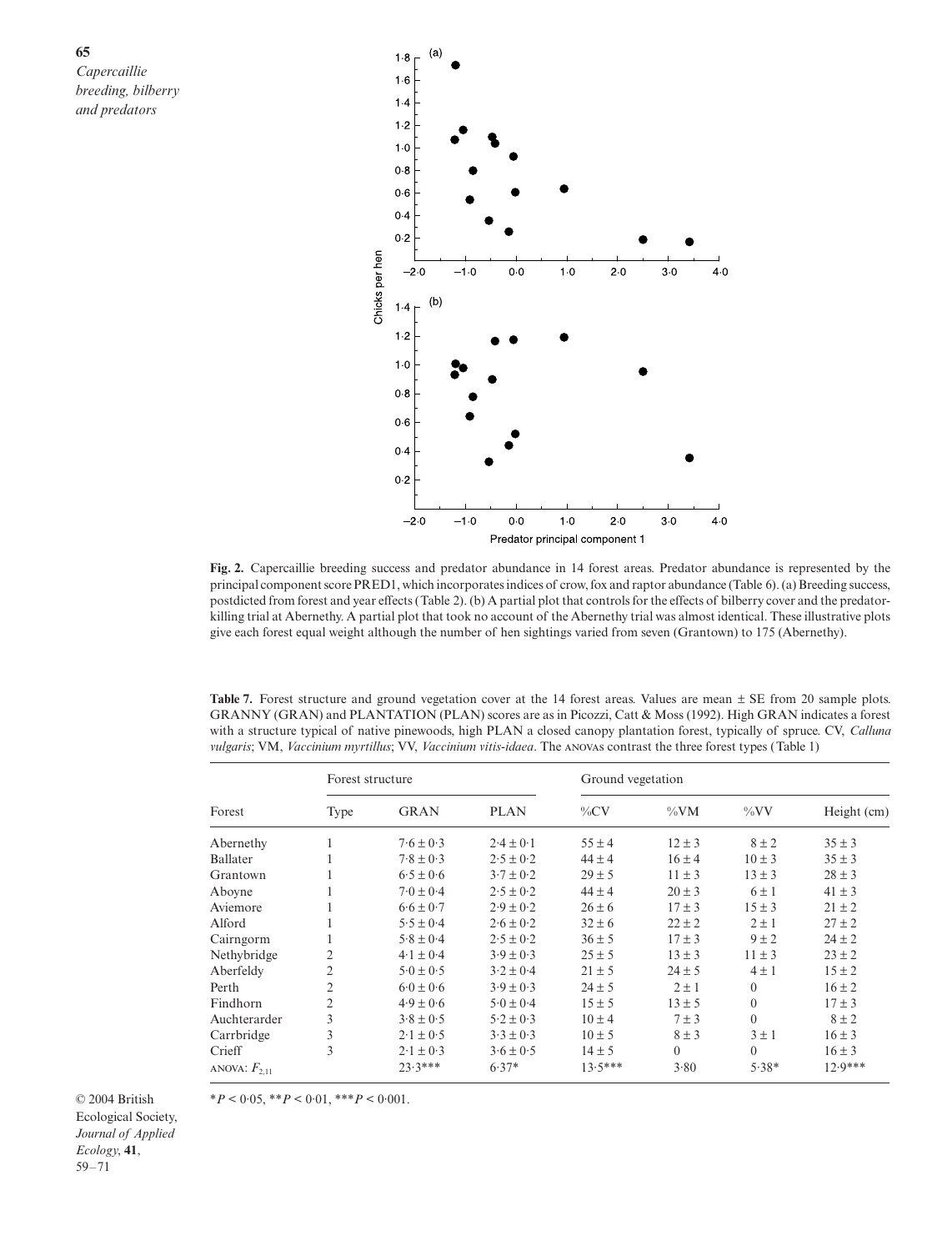**Fig. 2.** Capercaillie breeding success and predator abundance in 14 forest areas. Predator abundance is represented by the principal component score PRED1, which incorporates indices of crow, fox and raptor abundance (Table 6). (a) Breeding success, postdicted from forest and year effects (Table 2). (b) A partial plot that controls for the effects of bilberry cover and the predator-killing trial at Abernethy. A partial plot that took no account of the Abernethy trial was almost identical. These illustrative plots give each forest equal weight although the number of hen sightings varied from seven (Grantown) to 175 (Abernethy).

**Table 7.** Forest structure and ground vegetation cover at the 14 forest areas. Values are mean ± SE from 20 sample plots. GRANNY (GRAN) and PLANTATION (PLAN) scores are as in Picozzi, Catt & Moss (1992). High GRAN indicates a forest with a structure typical of native pinewoods, high PLAN a closed canopy plantation forest, typically of spruce. CV, *Calluna vulgaris*; VM, *Vaccinium myrtillus*; VV, *Vaccinium vitis-idaea*. The ANOVAs contrast the three forest types (Table 1)

| Forest | Forest structure | | | Ground vegetation | | | |
|---|---|---|---|---|---|---|---|
| | Type | GRAN | PLAN | %CV | %VM | %VV | Height (cm) |
| Abernethy | 1 | 7·6 ± 0·3 | 2·4 ± 0·1 | 55 ± 4 | 12 ± 3 | 8 ± 2 | 35 ± 3 |
| Ballater | 1 | 7·8 ± 0·3 | 2·5 ± 0·2 | 44 ± 4 | 16 ± 4 | 10 ± 3 | 35 ± 3 |
| Grantown | 1 | 6·5 ± 0·6 | 3·7 ± 0·2 | 29 ± 5 | 11 ± 3 | 13 ± 3 | 28 ± 3 |
| Aboyne | 1 | 7·0 ± 0·4 | 2·5 ± 0·2 | 44 ± 4 | 20 ± 3 | 6 ± 1 | 41 ± 3 |
| Aviemore | 1 | 6·6 ± 0·7 | 2·9 ± 0·2 | 26 ± 6 | 17 ± 3 | 15 ± 3 | 21 ± 2 |
| Alford | 1 | 5·5 ± 0·4 | 2·6 ± 0·2 | 32 ± 6 | 22 ± 2 | 2 ± 1 | 27 ± 2 |
| Cairngorm | 1 | 5·8 ± 0·4 | 2·5 ± 0·2 | 36 ± 5 | 17 ± 3 | 9 ± 2 | 24 ± 2 |
| Nethybridge | 2 | 4·1 ± 0·4 | 3·9 ± 0·3 | 25 ± 5 | 13 ± 3 | 11 ± 3 | 23 ± 2 |
| Aberfeldy | 2 | 5·0 ± 0·5 | 3·2 ± 0·4 | 21 ± 5 | 24 ± 5 | 4 ± 1 | 15 ± 2 |
| Perth | 2 | 6·0 ± 0·6 | 3·9 ± 0·3 | 24 ± 5 | 2 ± 1 | 0 | 16 ± 2 |
| Findhorn | 2 | 4·9 ± 0·6 | 5·0 ± 0·4 | 15 ± 5 | 13 ± 5 | 0 | 17 ± 3 |
| Auchterarder | 3 | 3·8 ± 0·5 | 5·2 ± 0·3 | 10 ± 4 | 7 ± 3 | 0 | 8 ± 2 |
| Carrbridge | 3 | 2·1 ± 0·5 | 3·3 ± 0·3 | 10 ± 5 | 8 ± 3 | 3 ± 1 | 16 ± 3 |
| Crieff | 3 | 2·1 ± 0·3 | 3·6 ± 0·5 | 14 ± 5 | 0 | 0 | 16 ± 3 |
| ANOVA: $F_{2,11}$ | | 23·3*** | 6·37* | 13·5*** | 3·80 | 5·38* | 12·9*** |

$*P < 0·05$, $**P < 0·01$, $***P < 0·001$.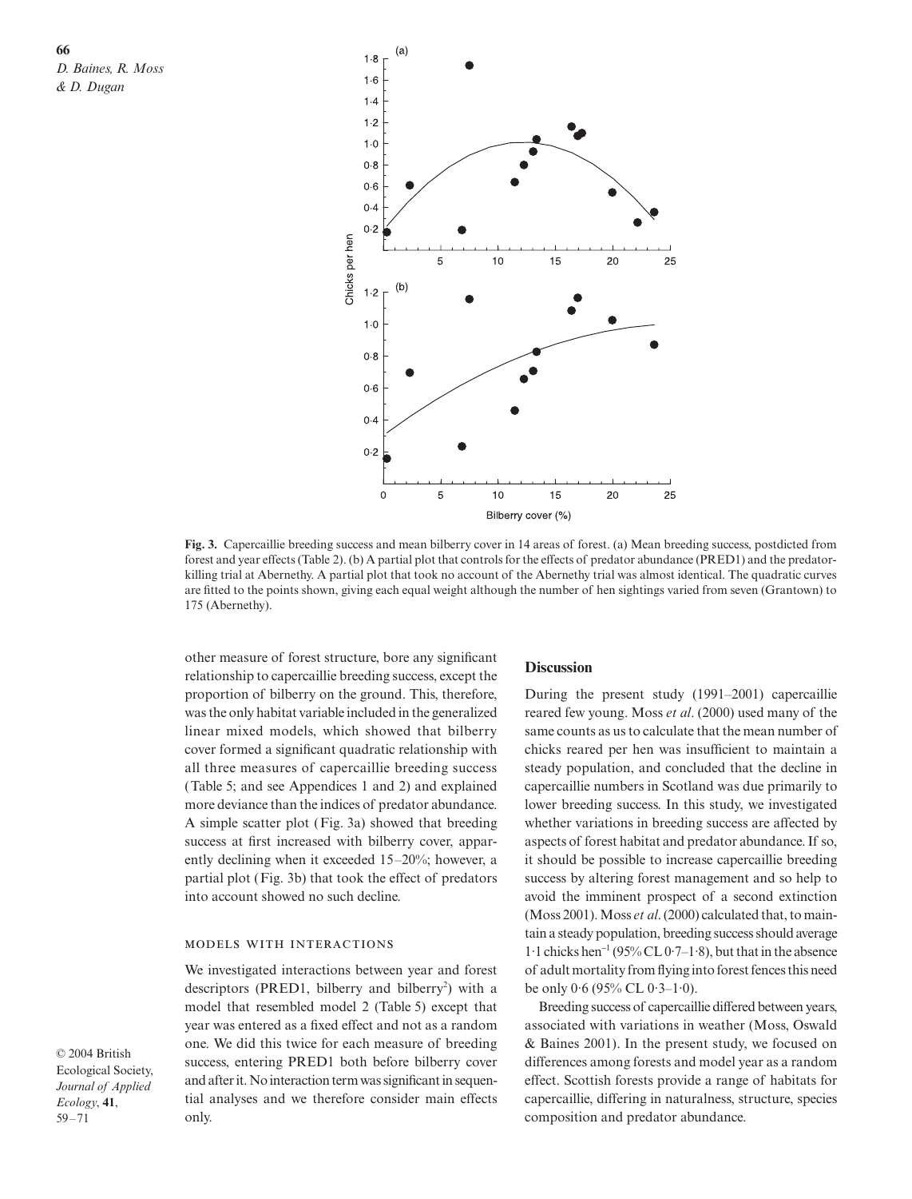**Fig. 3.** Capercaillie breeding success and mean bilberry cover in 14 areas of forest. (a) Mean breeding success, postdicted from forest and year effects (Table 2). (b) A partial plot that controls for the effects of predator abundance (PRED1) and the predator-killing trial at Abernethy. A partial plot that took no account of the Abernethy trial was almost identical. The quadratic curves are fitted to the points shown, giving each equal weight although the number of hen sightings varied from seven (Grantown) to 175 (Abernethy).

other measure of forest structure, bore any significant relationship to capercaillie breeding success, except the proportion of bilberry on the ground. This, therefore, was the only habitat variable included in the generalized linear mixed models, which showed that bilberry cover formed a significant quadratic relationship with all three measures of capercaillie breeding success (Table 5; and see Appendices 1 and 2) and explained more deviance than the indices of predator abundance. A simple scatter plot (Fig. 3a) showed that breeding success at first increased with bilberry cover, apparently declining when it exceeded 15–20%; however, a partial plot (Fig. 3b) that took the effect of predators into account showed no such decline.

### Models with interactions

We investigated interactions between year and forest descriptors (PRED1, bilberry and bilberry$^2$) with a model that resembled model 2 (Table 5) except that year was entered as a fixed effect and not as a random one. We did this twice for each measure of breeding success, entering PRED1 both before bilberry cover and after it. No interaction term was significant in sequential analyses and we therefore consider main effects only.

## Discussion

During the present study (1991–2001) capercaillie reared few young. Moss *et al*. (2000) used many of the same counts as us to calculate that the mean number of chicks reared per hen was insufficient to maintain a steady population, and concluded that the decline in capercaillie numbers in Scotland was due primarily to lower breeding success. In this study, we investigated whether variations in breeding success are affected by aspects of forest habitat and predator abundance. If so, it should be possible to increase capercaillie breeding success by altering forest management and so help to avoid the imminent prospect of a second extinction (Moss 2001). Moss *et al*. (2000) calculated that, to maintain a steady population, breeding success should average 1·1 chicks hen$^{-1}$ (95% CL 0·7–1·8), but that in the absence of adult mortality from flying into forest fences this need be only 0·6 (95% CL 0·3–1·0).

Breeding success of capercaillie differed between years, associated with variations in weather (Moss, Oswald & Baines 2001). In the present study, we focused on differences among forests and model year as a random effect. Scottish forests provide a range of habitats for capercaillie, differing in naturalness, structure, species composition and predator abundance.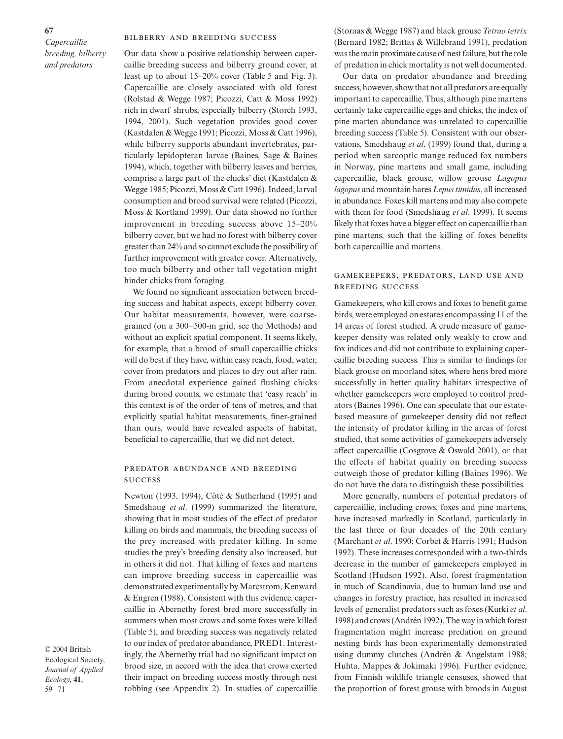## Bilberry and breeding success

Our data show a positive relationship between capercaillie breeding success and bilberry ground cover, at least up to about 15–20% cover (Table 5 and Fig. 3). Capercaillie are closely associated with old forest (Rolstad & Wegge 1987; Picozzi, Catt & Moss 1992) rich in dwarf shrubs, especially bilberry (Storch 1993, 1994, 2001). Such vegetation provides good cover (Kastdalen & Wegge 1991; Picozzi, Moss & Catt 1996), while bilberry supports abundant invertebrates, particularly lepidopteran larvae (Baines, Sage & Baines 1994), which, together with bilberry leaves and berries, comprise a large part of the chicks' diet (Kastdalen & Wegge 1985; Picozzi, Moss & Catt 1996). Indeed, larval consumption and brood survival were related (Picozzi, Moss & Kortland 1999). Our data showed no further improvement in breeding success above 15–20% bilberry cover, but we had no forest with bilberry cover greater than 24% and so cannot exclude the possibility of further improvement with greater cover. Alternatively, too much bilberry and other tall vegetation might hinder chicks from foraging.

We found no significant association between breeding success and habitat aspects, except bilberry cover. Our habitat measurements, however, were coarse-grained (on a 300–500-m grid, see the Methods) and without an explicit spatial component. It seems likely, for example, that a brood of small capercaillie chicks will do best if they have, within easy reach, food, water, cover from predators and places to dry out after rain. From anecdotal experience gained flushing chicks during brood counts, we estimate that 'easy reach' in this context is of the order of tens of metres, and that explicitly spatial habitat measurements, finer-grained than ours, would have revealed aspects of habitat, beneficial to capercaillie, that we did not detect.

## Predator abundance and breeding success

Newton (1993, 1994), Côté & Sutherland (1995) and Smedshaug *et al*. (1999) summarized the literature, showing that in most studies of the effect of predator killing on birds and mammals, the breeding success of the prey increased with predator killing. In some studies the prey's breeding density also increased, but in others it did not. That killing of foxes and martens can improve breeding success in capercaillie was demonstrated experimentally by Marcstrom, Kenward & Engren (1988). Consistent with this evidence, capercaillie in Abernethy forest bred more successfully in summers when most crows and some foxes were killed (Table 5), and breeding success was negatively related to our index of predator abundance, PRED1. Interestingly, the Abernethy trial had no significant impact on brood size, in accord with the idea that crows exerted their impact on breeding success mostly through nest robbing (see Appendix 2). In studies of capercaillie (Storaas & Wegge 1987) and black grouse *Tetrao tetrix* (Bernard 1982; Brittas & Willebrand 1991), predation was the main proximate cause of nest failure, but the role of predation in chick mortality is not well documented.

Our data on predator abundance and breeding success, however, show that not all predators are equally important to capercaillie. Thus, although pine martens certainly take capercaillie eggs and chicks, the index of pine marten abundance was unrelated to capercaillie breeding success (Table 5). Consistent with our observations, Smedshaug *et al*. (1999) found that, during a period when sarcoptic mange reduced fox numbers in Norway, pine martens and small game, including capercaillie, black grouse, willow grouse *Lagopus lagopus* and mountain hares *Lepus timidus*, all increased in abundance. Foxes kill martens and may also compete with them for food (Smedshaug *et al*. 1999). It seems likely that foxes have a bigger effect on capercaillie than pine martens, such that the killing of foxes benefits both capercaillie and martens.

## Gamekeepers, predators, land use and breeding success

Gamekeepers, who kill crows and foxes to benefit game birds, were employed on estates encompassing 11 of the 14 areas of forest studied. A crude measure of gamekeeper density was related only weakly to crow and fox indices and did not contribute to explaining capercaillie breeding success. This is similar to findings for black grouse on moorland sites, where hens bred more successfully in better quality habitats irrespective of whether gamekeepers were employed to control predators (Baines 1996). One can speculate that our estate-based measure of gamekeeper density did not reflect the intensity of predator killing in the areas of forest studied, that some activities of gamekeepers adversely affect capercaillie (Cosgrove & Oswald 2001), or that the effects of habitat quality on breeding success outweigh those of predator killing (Baines 1996). We do not have the data to distinguish these possibilities.

More generally, numbers of potential predators of capercaillie, including crows, foxes and pine martens, have increased markedly in Scotland, particularly in the last three or four decades of the 20th century (Marchant *et al*. 1990; Corbet & Harris 1991; Hudson 1992). These increases corresponded with a two-thirds decrease in the number of gamekeepers employed in Scotland (Hudson 1992). Also, forest fragmentation in much of Scandinavia, due to human land use and changes in forestry practice, has resulted in increased levels of generalist predators such as foxes (Kurki *et al*. 1998) and crows (Andrén 1992). The way in which forest fragmentation might increase predation on ground nesting birds has been experimentally demonstrated using dummy clutches (Andrén & Angelstam 1988; Huhta, Mappes & Jokimaki 1996). Further evidence, from Finnish wildlife triangle censuses, showed that the proportion of forest grouse with broods in August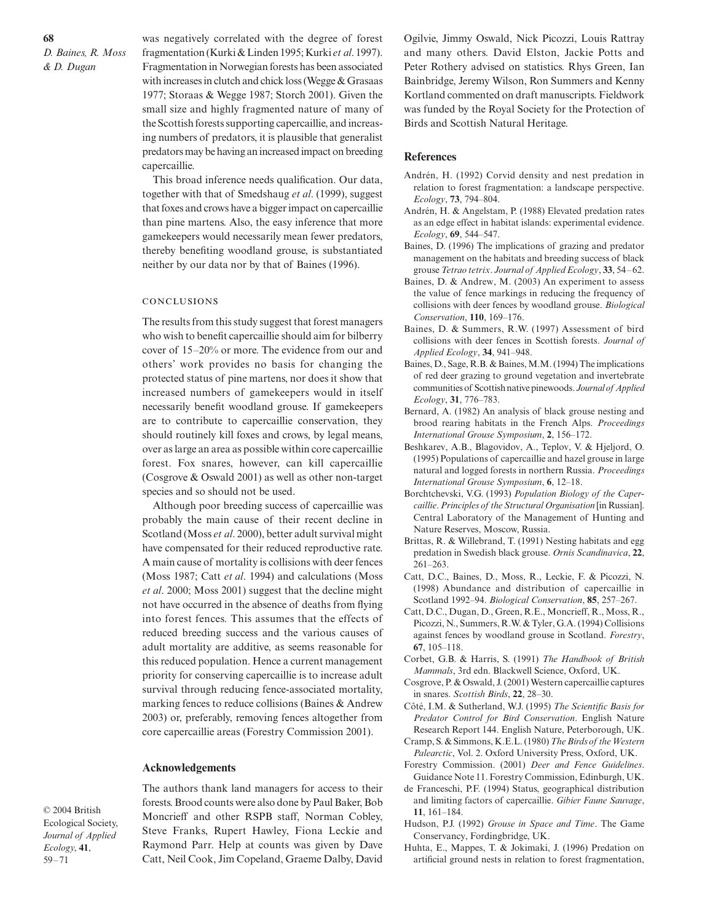was negatively correlated with the degree of forest fragmentation (Kurki & Linden 1995; Kurki *et al*. 1997). Fragmentation in Norwegian forests has been associated with increases in clutch and chick loss (Wegge & Grasaas 1977; Storaas & Wegge 1987; Storch 2001). Given the small size and highly fragmented nature of many of the Scottish forests supporting capercaillie, and increasing numbers of predators, it is plausible that generalist predators may be having an increased impact on breeding capercaillie.

This broad inference needs qualification. Our data, together with that of Smedshaug *et al*. (1999), suggest that foxes and crows have a bigger impact on capercaillie than pine martens. Also, the easy inference that more gamekeepers would necessarily mean fewer predators, thereby benefiting woodland grouse, is substantiated neither by our data nor by that of Baines (1996).

### CONCLUSIONS

The results from this study suggest that forest managers who wish to benefit capercaillie should aim for bilberry cover of 15–20% or more. The evidence from our and others' work provides no basis for changing the protected status of pine martens, nor does it show that increased numbers of gamekeepers would in itself necessarily benefit woodland grouse. If gamekeepers are to contribute to capercaillie conservation, they should routinely kill foxes and crows, by legal means, over as large an area as possible within core capercaillie forest. Fox snares, however, can kill capercaillie (Cosgrove & Oswald 2001) as well as other non-target species and so should not be used.

Although poor breeding success of capercaillie was probably the main cause of their recent decline in Scotland (Moss *et al*. 2000), better adult survival might have compensated for their reduced reproductive rate. A main cause of mortality is collisions with deer fences (Moss 1987; Catt *et al*. 1994) and calculations (Moss *et al*. 2000; Moss 2001) suggest that the decline might not have occurred in the absence of deaths from flying into forest fences. This assumes that the effects of reduced breeding success and the various causes of adult mortality are additive, as seems reasonable for this reduced population. Hence a current management priority for conserving capercaillie is to increase adult survival through reducing fence-associated mortality, marking fences to reduce collisions (Baines & Andrew 2003) or, preferably, removing fences altogether from core capercaillie areas (Forestry Commission 2001).

## Acknowledgements

The authors thank land managers for access to their forests. Brood counts were also done by Paul Baker, Bob Moncrieff and other RSPB staff, Norman Cobley, Steve Franks, Rupert Hawley, Fiona Leckie and Raymond Parr. Help at counts was given by Dave Catt, Neil Cook, Jim Copeland, Graeme Dalby, David Ogilvie, Jimmy Oswald, Nick Picozzi, Louis Rattray and many others. David Elston, Jackie Potts and Peter Rothery advised on statistics. Rhys Green, Ian Bainbridge, Jeremy Wilson, Ron Summers and Kenny Kortland commented on draft manuscripts. Fieldwork was funded by the Royal Society for the Protection of Birds and Scottish Natural Heritage.

## References

Andrén, H. (1992) Corvid density and nest predation in relation to forest fragmentation: a landscape perspective. *Ecology*, **73**, 794–804.

Andrén, H. & Angelstam, P. (1988) Elevated predation rates as an edge effect in habitat islands: experimental evidence. *Ecology*, **69**, 544–547.

Baines, D. (1996) The implications of grazing and predator management on the habitats and breeding success of black grouse *Tetrao tetrix*. *Journal of Applied Ecology*, **33**, 54–62.

Baines, D. & Andrew, M. (2003) An experiment to assess the value of fence markings in reducing the frequency of collisions with deer fences by woodland grouse. *Biological Conservation*, **110**, 169–176.

Baines, D. & Summers, R.W. (1997) Assessment of bird collisions with deer fences in Scottish forests. *Journal of Applied Ecology*, **34**, 941–948.

Baines, D., Sage, R.B. & Baines, M.M. (1994) The implications of red deer grazing to ground vegetation and invertebrate communities of Scottish native pinewoods. *Journal of Applied Ecology*, **31**, 776–783.

Bernard, A. (1982) An analysis of black grouse nesting and brood rearing habitats in the French Alps. *Proceedings International Grouse Symposium*, **2**, 156–172.

Beshkarev, A.B., Blagovidov, A., Teplov, V. & Hjeljord, O. (1995) Populations of capercaillie and hazel grouse in large natural and logged forests in northern Russia. *Proceedings International Grouse Symposium*, **6**, 12–18.

Borchtchevski, V.G. (1993) *Population Biology of the Capercaillie. Principles of the Structural Organisation* [in Russian]. Central Laboratory of the Management of Hunting and Nature Reserves, Moscow, Russia.

Brittas, R. & Willebrand, T. (1991) Nesting habitats and egg predation in Swedish black grouse. *Ornis Scandinavica*, **22**, 261–263.

Catt, D.C., Baines, D., Moss, R., Leckie, F. & Picozzi, N. (1998) Abundance and distribution of capercaillie in Scotland 1992–94. *Biological Conservation*, **85**, 257–267.

Catt, D.C., Dugan, D., Green, R.E., Moncrieff, R., Moss, R., Picozzi, N., Summers, R.W. & Tyler, G.A. (1994) Collisions against fences by woodland grouse in Scotland. *Forestry*, **67**, 105–118.

Corbet, G.B. & Harris, S. (1991) *The Handbook of British Mammals*, 3rd edn. Blackwell Science, Oxford, UK.

Cosgrove, P. & Oswald, J. (2001) Western capercaillie captures in snares. *Scottish Birds*, **22**, 28–30.

Côté, I.M. & Sutherland, W.J. (1995) *The Scientific Basis for Predator Control for Bird Conservation*. English Nature Research Report 144. English Nature, Peterborough, UK.

Cramp, S. & Simmons, K.E.L. (1980) *The Birds of the Western Palearctic*, Vol. 2. Oxford University Press, Oxford, UK.

Forestry Commission. (2001) *Deer and Fence Guidelines*. Guidance Note 11. Forestry Commission, Edinburgh, UK.

de Franceschi, P.F. (1994) Status, geographical distribution and limiting factors of capercaillie. *Gibier Faune Sauvage*, **11**, 161–184.

Hudson, P.J. (1992) *Grouse in Space and Time*. The Game Conservancy, Fordingbridge, UK.

Huhta, E., Mappes, T. & Jokimaki, J. (1996) Predation on artificial ground nests in relation to forest fragmentation,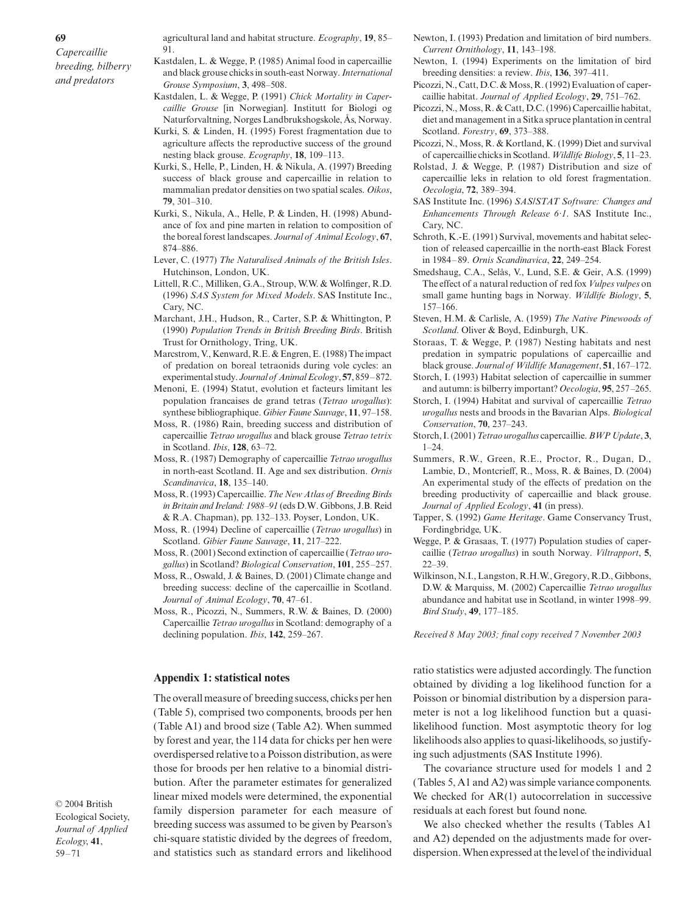agricultural land and habitat structure. *Ecography*, **19**, 85–91.

Kastdalen, L. & Wegge, P. (1985) Animal food in capercaillie and black grouse chicks in south-east Norway. *International Grouse Symposium*, **3**, 498–508.

Kastdalen, L. & Wegge, P. (1991) *Chick Mortality in Capercaillie Grouse* [in Norwegian]. Institutt for Biologi og Naturforvaltning, Norges Landbrukshogskole, Ås, Norway.

Kurki, S. & Linden, H. (1995) Forest fragmentation due to agriculture affects the reproductive success of the ground nesting black grouse. *Ecography*, **18**, 109–113.

Kurki, S., Helle, P., Linden, H. & Nikula, A. (1997) Breeding success of black grouse and capercaillie in relation to mammalian predator densities on two spatial scales. *Oikos*, **79**, 301–310.

Kurki, S., Nikula, A., Helle, P. & Linden, H. (1998) Abundance of fox and pine marten in relation to composition of the boreal forest landscapes. *Journal of Animal Ecology*, **67**, 874–886.

Lever, C. (1977) *The Naturalised Animals of the British Isles*. Hutchinson, London, UK.

Littell, R.C., Milliken, G.A., Stroup, W.W. & Wolfinger, R.D. (1996) *SAS System for Mixed Models*. SAS Institute Inc., Cary, NC.

Marchant, J.H., Hudson, R., Carter, S.P. & Whittington, P. (1990) *Population Trends in British Breeding Birds*. British Trust for Ornithology, Tring, UK.

Marcstrom, V., Kenward, R.E. & Engren, E. (1988) The impact of predation on boreal tetraonids during vole cycles: an experimental study. *Journal of Animal Ecology*, **57**, 859–872.

Menoni, E. (1994) Statut, evolution et facteurs limitant les population francaises de grand tetras (*Tetrao urogallus*): synthese bibliographique. *Gibier Faune Sauvage*, **11**, 97–158.

Moss, R. (1986) Rain, breeding success and distribution of capercaillie *Tetrao urogallus* and black grouse *Tetrao tetrix* in Scotland. *Ibis*, **128**, 63–72.

Moss, R. (1987) Demography of capercaillie *Tetrao urogallus* in north-east Scotland. II. Age and sex distribution. *Ornis Scandinavica*, **18**, 135–140.

Moss, R. (1993) Capercaillie. *The New Atlas of Breeding Birds in Britain and Ireland: 1988–91* (eds D.W. Gibbons, J.B. Reid & R.A. Chapman), pp. 132–133. Poyser, London, UK.

Moss, R. (1994) Decline of capercaillie (*Tetrao urogallus*) in Scotland. *Gibier Faune Sauvage*, **11**, 217–222.

Moss, R. (2001) Second extinction of capercaillie (*Tetrao urogallus*) in Scotland? *Biological Conservation*, **101**, 255–257.

Moss, R., Oswald, J. & Baines, D. (2001) Climate change and breeding success: decline of the capercaillie in Scotland. *Journal of Animal Ecology*, **70**, 47–61.

Moss, R., Picozzi, N., Summers, R.W. & Baines, D. (2000) Capercaillie *Tetrao urogallus* in Scotland: demography of a declining population. *Ibis*, **142**, 259–267.

Newton, I. (1993) Predation and limitation of bird numbers. *Current Ornithology*, **11**, 143–198.

Newton, I. (1994) Experiments on the limitation of bird breeding densities: a review. *Ibis*, **136**, 397–411.

Picozzi, N., Catt, D.C. & Moss, R. (1992) Evaluation of capercaillie habitat. *Journal of Applied Ecology*, **29**, 751–762.

Picozzi, N., Moss, R. & Catt, D.C. (1996) Capercaillie habitat, diet and management in a Sitka spruce plantation in central Scotland. *Forestry*, **69**, 373–388.

Picozzi, N., Moss, R. & Kortland, K. (1999) Diet and survival of capercaillie chicks in Scotland. *Wildlife Biology*, **5**, 11–23.

Rolstad, J. & Wegge, P. (1987) Distribution and size of capercaillie leks in relation to old forest fragmentation. *Oecologia*, **72**, 389–394.

SAS Institute Inc. (1996) *SAS/STAT Software: Changes and Enhancements Through Release 6·1*. SAS Institute Inc., Cary, NC.

Schroth, K.-E. (1991) Survival, movements and habitat selection of released capercaillie in the north-east Black Forest in 1984–89. *Ornis Scandinavica*, **22**, 249–254.

Smedshaug, C.A., Selås, V., Lund, S.E. & Geir, A.S. (1999) The effect of a natural reduction of red fox *Vulpes vulpes* on small game hunting bags in Norway. *Wildlife Biology*, **5**, 157–166.

Steven, H.M. & Carlisle, A. (1959) *The Native Pinewoods of Scotland*. Oliver & Boyd, Edinburgh, UK.

Storaas, T. & Wegge, P. (1987) Nesting habitats and nest predation in sympatric populations of capercaillie and black grouse. *Journal of Wildlife Management*, **51**, 167–172.

Storch, I. (1993) Habitat selection of capercaillie in summer and autumn: is bilberry important? *Oecologia*, **95**, 257–265.

Storch, I. (1994) Habitat and survival of capercaillie *Tetrao urogallus* nests and broods in the Bavarian Alps. *Biological Conservation*, **70**, 237–243.

Storch, I. (2001) *Tetrao urogallus* capercaillie. *BWP Update*, **3**, 1–24.

Summers, R.W., Green, R.E., Proctor, R., Dugan, D., Lambie, D., Montcrieff, R., Moss, R. & Baines, D. (2004) An experimental study of the effects of predation on the breeding productivity of capercaillie and black grouse. *Journal of Applied Ecology*, **41** (in press).

Tapper, S. (1992) *Game Heritage*. Game Conservancy Trust, Fordingbridge, UK.

Wegge, P. & Grasaas, T. (1977) Population studies of capercaillie (*Tetrao urogallus*) in south Norway. *Viltrapport*, **5**, 22–39.

Wilkinson, N.I., Langston, R.H.W., Gregory, R.D., Gibbons, D.W. & Marquiss, M. (2002) Capercaillie *Tetrao urogallus* abundance and habitat use in Scotland, in winter 1998–99. *Bird Study*, **49**, 177–185.

*Received 8 May 2003; final copy received 7 November 2003*

## Appendix 1: statistical notes

The overall measure of breeding success, chicks per hen (Table 5), comprised two components, broods per hen (Table A1) and brood size (Table A2). When summed by forest and year, the 114 data for chicks per hen were overdispersed relative to a Poisson distribution, as were those for broods per hen relative to a binomial distribution. After the parameter estimates for generalized linear mixed models were determined, the exponential family dispersion parameter for each measure of breeding success was assumed to be given by Pearson's chi-square statistic divided by the degrees of freedom, and statistics such as standard errors and likelihood ratio statistics were adjusted accordingly. The function obtained by dividing a log likelihood function for a Poisson or binomial distribution by a dispersion parameter is not a log likelihood function but a quasi-likelihood function. Most asymptotic theory for log likelihoods also applies to quasi-likelihoods, so justifying such adjustments (SAS Institute 1996).

The covariance structure used for models 1 and 2 (Tables 5, A1 and A2) was simple variance components. We checked for AR(1) autocorrelation in successive residuals at each forest but found none.

We also checked whether the results (Tables A1 and A2) depended on the adjustments made for overdispersion. When expressed at the level of the individual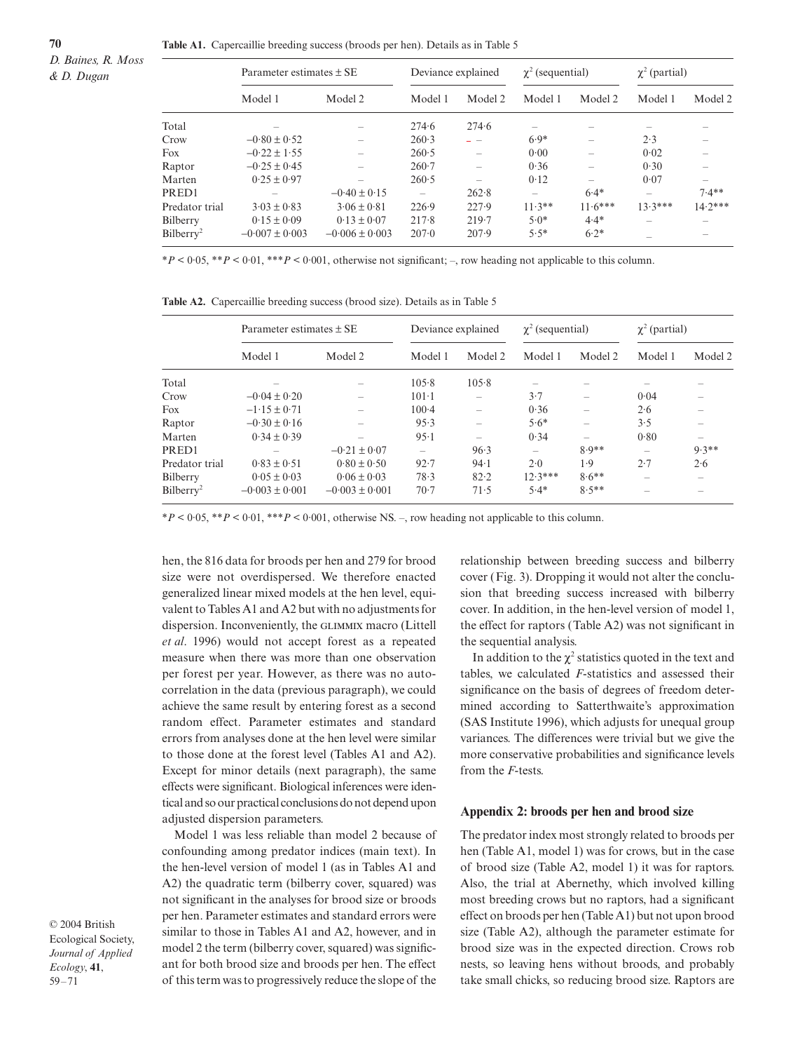**Table A1.** Capercaillie breeding success (broods per hen). Details as in Table 5

| | Parameter estimates ± SE | | Deviance explained | | $\chi^2$ (sequential) | | $\chi^2$ (partial) | |
|---|---|---|---|---|---|---|---|---|
| | Model 1 | Model 2 | Model 1 | Model 2 | Model 1 | Model 2 | Model 1 | Model 2 |
| Total | – | – | 274·6 | 274·6 | – | – | – | – |
| Crow | –0·80 ± 0·52 | – | 260·3 | – – | 6·9* | – | 2·3 | – |
| Fox | –0·22 ± 1·55 | – | 260·5 | – | 0·00 | – | 0·02 | – |
| Raptor | –0·25 ± 0·45 | – | 260·7 | – | 0·36 | – | 0·30 | – |
| Marten | 0·25 ± 0·97 | – | 260·5 | – | 0·12 | – | 0·07 | – |
| PRED1 | – | –0·40 ± 0·15 | – | 262·8 | – | 6·4* | – | 7·4** |
| Predator trial | 3·03 ± 0·83 | 3·06 ± 0·81 | 226·9 | 227·9 | 11·3** | 11·6*** | 13·3*** | 14·2*** |
| Bilberry | 0·15 ± 0·09 | 0·13 ± 0·07 | 217·8 | 219·7 | 5·0* | 4·4* | – | – |
| Bilberry$^2$ | –0·007 ± 0·003 | –0·006 ± 0·003 | 207·0 | 207·9 | 5·5* | 6·2* | – | – |

*$P < 0·05$, **$P < 0·01$, ***$P < 0·001$, otherwise not significant; –, row heading not applicable to this column.

**Table A2.** Capercaillie breeding success (brood size). Details as in Table 5

| | Parameter estimates ± SE | | Deviance explained | | $\chi^2$ (sequential) | | $\chi^2$ (partial) | |
|---|---|---|---|---|---|---|---|---|
| | Model 1 | Model 2 | Model 1 | Model 2 | Model 1 | Model 2 | Model 1 | Model 2 |
| Total | – | – | 105·8 | 105·8 | – | – | – | – |
| Crow | –0·04 ± 0·20 | – | 101·1 | – | 3·7 | – | 0·04 | – |
| Fox | –1·15 ± 0·71 | – | 100·4 | – | 0·36 | – | 2·6 | – |
| Raptor | –0·30 ± 0·16 | – | 95·3 | – | 5·6* | – | 3·5 | – |
| Marten | 0·34 ± 0·39 | – | 95·1 | – | 0·34 | – | 0·80 | – |
| PRED1 | – | –0·21 ± 0·07 | – | 96·3 | – | 8·9** | – | 9·3** |
| Predator trial | 0·83 ± 0·51 | 0·80 ± 0·50 | 92·7 | 94·1 | 2·0 | 1·9 | 2·7 | 2·6 |
| Bilberry | 0·05 ± 0·03 | 0·06 ± 0·03 | 78·3 | 82·2 | 12·3*** | 8·6** | – | – |
| Bilberry$^2$ | –0·003 ± 0·001 | –0·003 ± 0·001 | 70·7 | 71·5 | 5·4* | 8·5** | – | – |

*$P < 0·05$, **$P < 0·01$, ***$P < 0·001$, otherwise NS. –, row heading not applicable to this column.

hen, the 816 data for broods per hen and 279 for brood size were not overdispersed. We therefore enacted generalized linear mixed models at the hen level, equivalent to Tables A1 and A2 but with no adjustments for dispersion. Inconveniently, the GLIMMIX macro (Littell *et al*. 1996) would not accept forest as a repeated measure when there was more than one observation per forest per year. However, as there was no autocorrelation in the data (previous paragraph), we could achieve the same result by entering forest as a second random effect. Parameter estimates and standard errors from analyses done at the hen level were similar to those done at the forest level (Tables A1 and A2). Except for minor details (next paragraph), the same effects were significant. Biological inferences were identical and so our practical conclusions do not depend upon adjusted dispersion parameters.

Model 1 was less reliable than model 2 because of confounding among predator indices (main text). In the hen-level version of model 1 (as in Tables A1 and A2) the quadratic term (bilberry cover, squared) was not significant in the analyses for brood size or broods per hen. Parameter estimates and standard errors were similar to those in Tables A1 and A2, however, and in model 2 the term (bilberry cover, squared) was significant for both brood size and broods per hen. The effect of this term was to progressively reduce the slope of the relationship between breeding success and bilberry cover (Fig. 3). Dropping it would not alter the conclusion that breeding success increased with bilberry cover. In addition, in the hen-level version of model 1, the effect for raptors (Table A2) was not significant in the sequential analysis.

In addition to the $\chi^2$ statistics quoted in the text and tables, we calculated $F$-statistics and assessed their significance on the basis of degrees of freedom determined according to Satterthwaite's approximation (SAS Institute 1996), which adjusts for unequal group variances. The differences were trivial but we give the more conservative probabilities and significance levels from the $F$-tests.

## Appendix 2: broods per hen and brood size

The predator index most strongly related to broods per hen (Table A1, model 1) was for crows, but in the case of brood size (Table A2, model 1) it was for raptors. Also, the trial at Abernethy, which involved killing most breeding crows but no raptors, had a significant effect on broods per hen (Table A1) but not upon brood size (Table A2), although the parameter estimate for brood size was in the expected direction. Crows rob nests, so leaving hens without broods, and probably take small chicks, so reducing brood size. Raptors are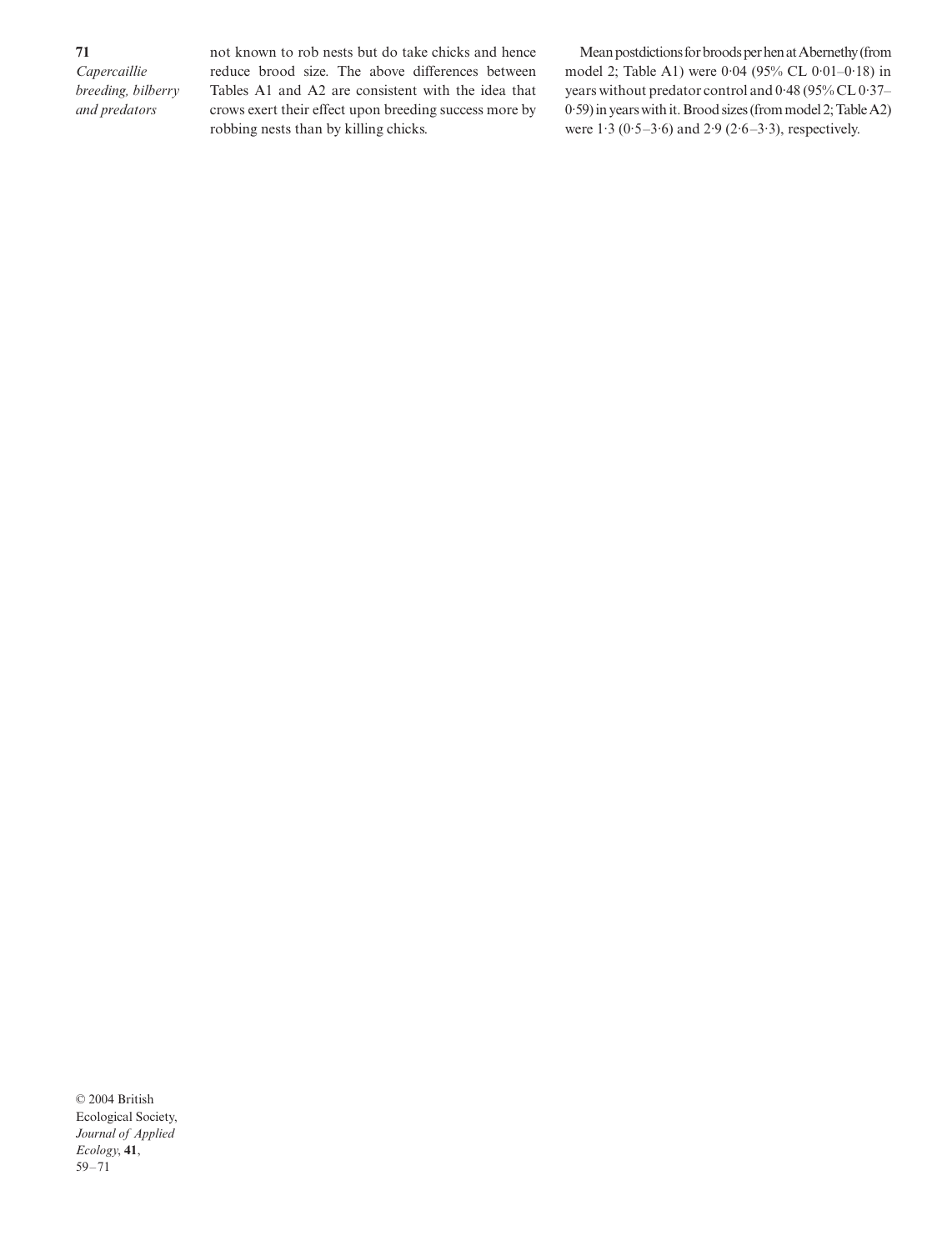not known to rob nests but do take chicks and hence reduce brood size. The above differences between Tables A1 and A2 are consistent with the idea that crows exert their effect upon breeding success more by robbing nests than by killing chicks.

Mean postdictions for broods per hen at Abernethy (from model 2; Table A1) were 0·04 (95% CL 0·01–0·18) in years without predator control and 0·48 (95% CL 0·37–0·59) in years with it. Brood sizes (from model 2; Table A2) were 1·3 (0·5–3·6) and 2·9 (2·6–3·3), respectively.